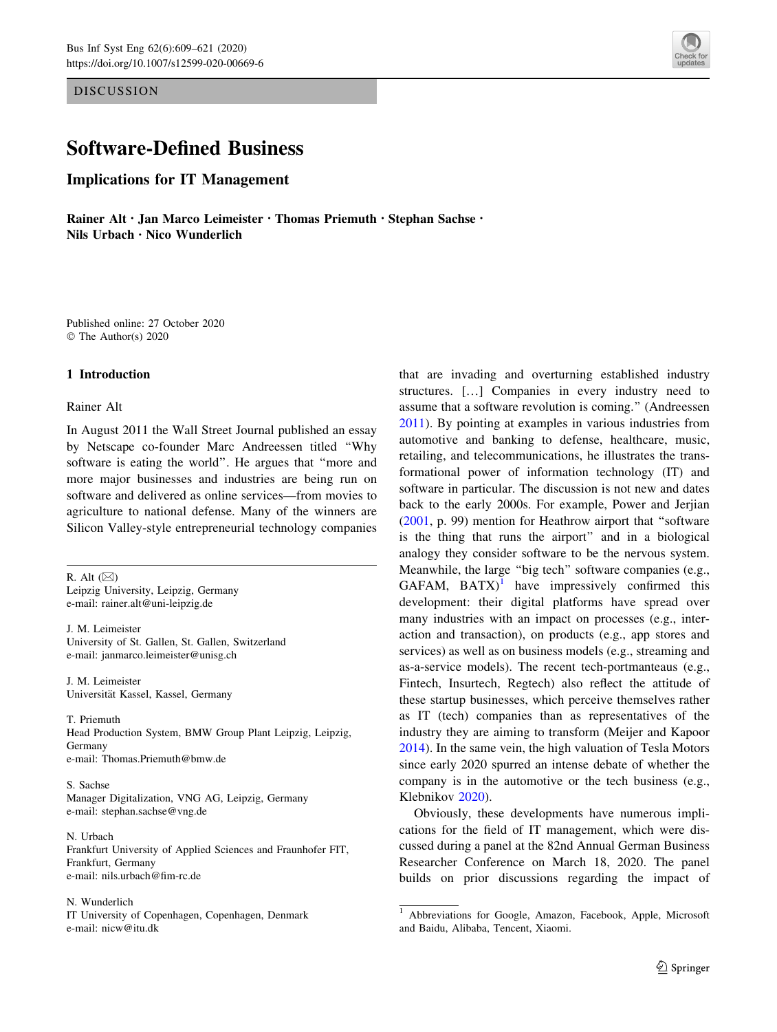DISCUSSION

# Software-Defined Business

## Implications for IT Management

**Rainer Alt · Jan Marco Leimeister · Thomas Priemuth · Stephan Sachse · Nils Urbach · Nico Wunderlich**

Published online: 27 October 2020
© The Author(s) 2020

R. Alt (✉)
Leipzig University, Leipzig, Germany
e-mail: rainer.alt@uni-leipzig.de

J. M. Leimeister
University of St. Gallen, St. Gallen, Switzerland
e-mail: janmarco.leimeister@unisg.ch

J. M. Leimeister
Universität Kassel, Kassel, Germany

T. Priemuth
Head Production System, BMW Group Plant Leipzig, Leipzig, Germany
e-mail: Thomas.Priemuth@bmw.de

S. Sachse
Manager Digitalization, VNG AG, Leipzig, Germany
e-mail: stephan.sachse@vng.de

N. Urbach
Frankfurt University of Applied Sciences and Fraunhofer FIT, Frankfurt, Germany
e-mail: nils.urbach@fim-rc.de

N. Wunderlich
IT University of Copenhagen, Copenhagen, Denmark
e-mail: nicw@itu.dk

## 1 Introduction

Rainer Alt

In August 2011 the Wall Street Journal published an essay by Netscape co-founder Marc Andreessen titled "Why software is eating the world". He argues that "more and more major businesses and industries are being run on software and delivered as online services—from movies to agriculture to national defense. Many of the winners are Silicon Valley-style entrepreneurial technology companies that are invading and overturning established industry structures. […] Companies in every industry need to assume that a software revolution is coming." (Andreessen 2011). By pointing at examples in various industries from automotive and banking to defense, healthcare, music, retailing, and telecommunications, he illustrates the transformational power of information technology (IT) and software in particular. The discussion is not new and dates back to the early 2000s. For example, Power and Jerjian (2001, p. 99) mention for Heathrow airport that "software is the thing that runs the airport" and in a biological analogy they consider software to be the nervous system. Meanwhile, the large "big tech" software companies (e.g., GAFAM, BATX)[1] have impressively confirmed this development: their digital platforms have spread over many industries with an impact on processes (e.g., interaction and transaction), on products (e.g., app stores and services) as well as on business models (e.g., streaming and as-a-service models). The recent tech-portmanteaus (e.g., Fintech, Insurtech, Regtech) also reflect the attitude of these startup businesses, which perceive themselves rather as IT (tech) companies than as representatives of the industry they are aiming to transform (Meijer and Kapoor 2014). In the same vein, the high valuation of Tesla Motors since early 2020 spurred an intense debate of whether the company is in the automotive or the tech business (e.g., Klebnikov 2020).

Obviously, these developments have numerous implications for the field of IT management, which were discussed during a panel at the 82nd Annual German Business Researcher Conference on March 18, 2020. The panel builds on prior discussions regarding the impact of

[1] Abbreviations for Google, Amazon, Facebook, Apple, Microsoft and Baidu, Alibaba, Tencent, Xiaomi.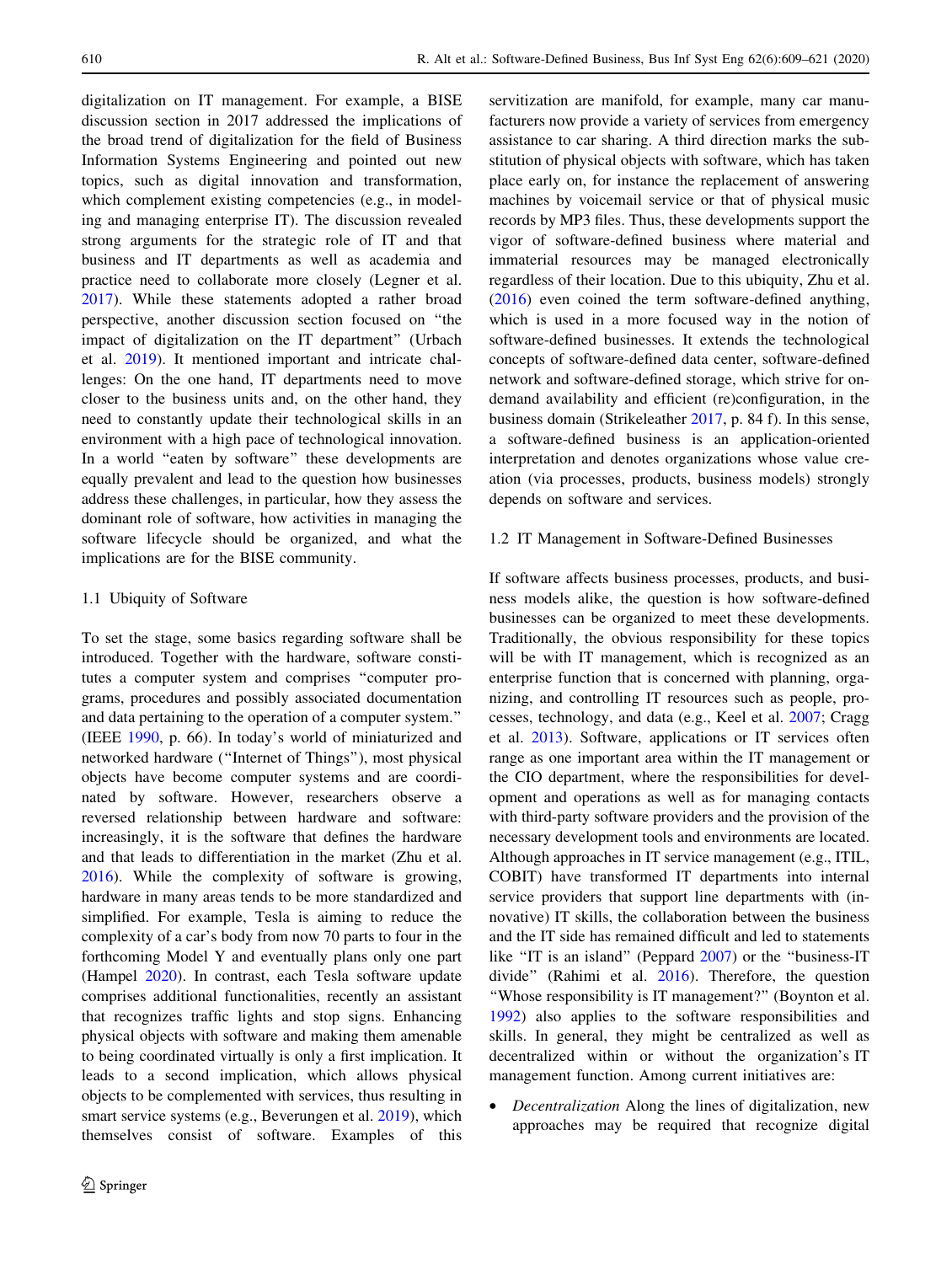digitalization on IT management. For example, a BISE discussion section in 2017 addressed the implications of the broad trend of digitalization for the field of Business Information Systems Engineering and pointed out new topics, such as digital innovation and transformation, which complement existing competencies (e.g., in modeling and managing enterprise IT). The discussion revealed strong arguments for the strategic role of IT and that business and IT departments as well as academia and practice need to collaborate more closely (Legner et al. 2017). While these statements adopted a rather broad perspective, another discussion section focused on "the impact of digitalization on the IT department" (Urbach et al. 2019). It mentioned important and intricate challenges: On the one hand, IT departments need to move closer to the business units and, on the other hand, they need to constantly update their technological skills in an environment with a high pace of technological innovation. In a world "eaten by software" these developments are equally prevalent and lead to the question how businesses address these challenges, in particular, how they assess the dominant role of software, how activities in managing the software lifecycle should be organized, and what the implications are for the BISE community.

### 1.1 Ubiquity of Software

To set the stage, some basics regarding software shall be introduced. Together with the hardware, software constitutes a computer system and comprises "computer programs, procedures and possibly associated documentation and data pertaining to the operation of a computer system." (IEEE 1990, p. 66). In today's world of miniaturized and networked hardware ("Internet of Things"), most physical objects have become computer systems and are coordinated by software. However, researchers observe a reversed relationship between hardware and software: increasingly, it is the software that defines the hardware and that leads to differentiation in the market (Zhu et al. 2016). While the complexity of software is growing, hardware in many areas tends to be more standardized and simplified. For example, Tesla is aiming to reduce the complexity of a car's body from now 70 parts to four in the forthcoming Model Y and eventually plans only one part (Hampel 2020). In contrast, each Tesla software update comprises additional functionalities, recently an assistant that recognizes traffic lights and stop signs. Enhancing physical objects with software and making them amenable to being coordinated virtually is only a first implication. It leads to a second implication, which allows physical objects to be complemented with services, thus resulting in smart service systems (e.g., Beverungen et al. 2019), which themselves consist of software. Examples of this servitization are manifold, for example, many car manufacturers now provide a variety of services from emergency assistance to car sharing. A third direction marks the substitution of physical objects with software, which has taken place early on, for instance the replacement of answering machines by voicemail service or that of physical music records by MP3 files. Thus, these developments support the vigor of software-defined business where material and immaterial resources may be managed electronically regardless of their location. Due to this ubiquity, Zhu et al. (2016) even coined the term software-defined anything, which is used in a more focused way in the notion of software-defined businesses. It extends the technological concepts of software-defined data center, software-defined network and software-defined storage, which strive for on-demand availability and efficient (re)configuration, in the business domain (Strikeleather 2017, p. 84 f). In this sense, a software-defined business is an application-oriented interpretation and denotes organizations whose value creation (via processes, products, business models) strongly depends on software and services.

### 1.2 IT Management in Software-Defined Businesses

If software affects business processes, products, and business models alike, the question is how software-defined businesses can be organized to meet these developments. Traditionally, the obvious responsibility for these topics will be with IT management, which is recognized as an enterprise function that is concerned with planning, organizing, and controlling IT resources such as people, processes, technology, and data (e.g., Keel et al. 2007; Cragg et al. 2013). Software, applications or IT services often range as one important area within the IT management or the CIO department, where the responsibilities for development and operations as well as for managing contacts with third-party software providers and the provision of the necessary development tools and environments are located. Although approaches in IT service management (e.g., ITIL, COBIT) have transformed IT departments into internal service providers that support line departments with (innovative) IT skills, the collaboration between the business and the IT side has remained difficult and led to statements like "IT is an island" (Peppard 2007) or the "business-IT divide" (Rahimi et al. 2016). Therefore, the question "Whose responsibility is IT management?" (Boynton et al. 1992) also applies to the software responsibilities and skills. In general, they might be centralized as well as decentralized within or without the organization's IT management function. Among current initiatives are:

- *Decentralization* Along the lines of digitalization, new approaches may be required that recognize digital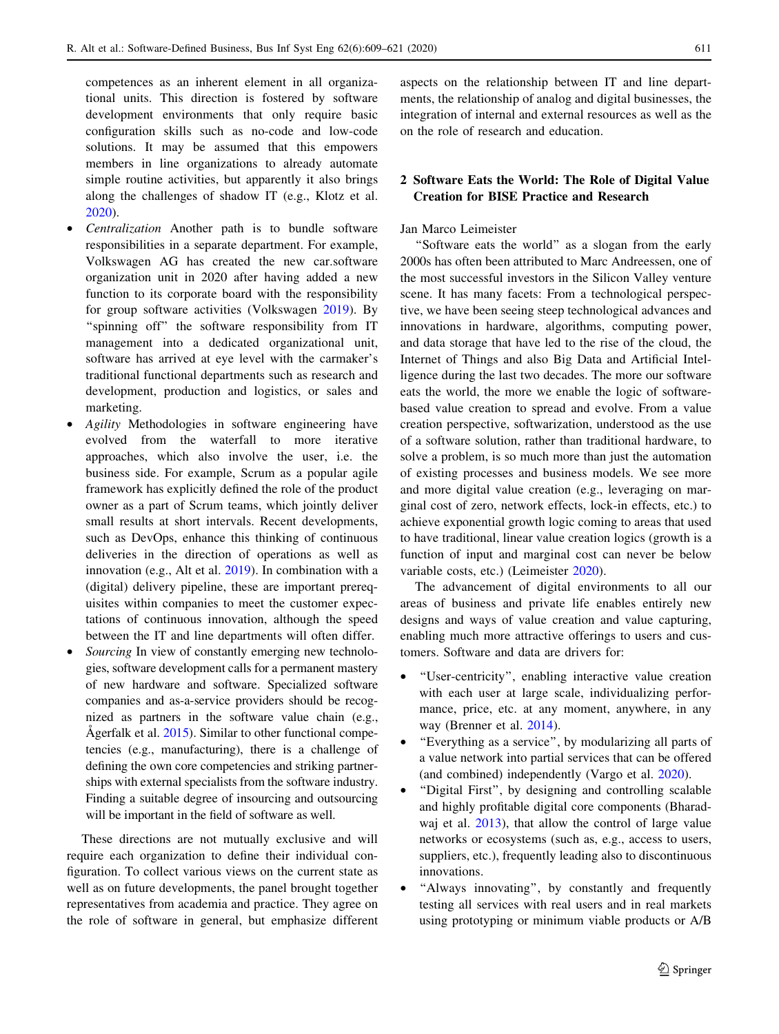competences as an inherent element in all organizational units. This direction is fostered by software development environments that only require basic configuration skills such as no-code and low-code solutions. It may be assumed that this empowers members in line organizations to already automate simple routine activities, but apparently it also brings along the challenges of shadow IT (e.g., Klotz et al. 2020).

- *Centralization* Another path is to bundle software responsibilities in a separate department. For example, Volkswagen AG has created the new car.software organization unit in 2020 after having added a new function to its corporate board with the responsibility for group software activities (Volkswagen 2019). By "spinning off" the software responsibility from IT management into a dedicated organizational unit, software has arrived at eye level with the carmaker's traditional functional departments such as research and development, production and logistics, or sales and marketing.
- *Agility* Methodologies in software engineering have evolved from the waterfall to more iterative approaches, which also involve the user, i.e. the business side. For example, Scrum as a popular agile framework has explicitly defined the role of the product owner as a part of Scrum teams, which jointly deliver small results at short intervals. Recent developments, such as DevOps, enhance this thinking of continuous deliveries in the direction of operations as well as innovation (e.g., Alt et al. 2019). In combination with a (digital) delivery pipeline, these are important prerequisites within companies to meet the customer expectations of continuous innovation, although the speed between the IT and line departments will often differ.
- *Sourcing* In view of constantly emerging new technologies, software development calls for a permanent mastery of new hardware and software. Specialized software companies and as-a-service providers should be recognized as partners in the software value chain (e.g., Ågerfalk et al. 2015). Similar to other functional competencies (e.g., manufacturing), there is a challenge of defining the own core competencies and striking partnerships with external specialists from the software industry. Finding a suitable degree of insourcing and outsourcing will be important in the field of software as well.

These directions are not mutually exclusive and will require each organization to define their individual configuration. To collect various views on the current state as well as on future developments, the panel brought together representatives from academia and practice. They agree on the role of software in general, but emphasize different aspects on the relationship between IT and line departments, the relationship of analog and digital businesses, the integration of internal and external resources as well as the on the role of research and education.

## 2 Software Eats the World: The Role of Digital Value Creation for BISE Practice and Research

Jan Marco Leimeister

"Software eats the world" as a slogan from the early 2000s has often been attributed to Marc Andreessen, one of the most successful investors in the Silicon Valley venture scene. It has many facets: From a technological perspective, we have been seeing steep technological advances and innovations in hardware, algorithms, computing power, and data storage that have led to the rise of the cloud, the Internet of Things and also Big Data and Artificial Intelligence during the last two decades. The more our software eats the world, the more we enable the logic of software-based value creation to spread and evolve. From a value creation perspective, softwarization, understood as the use of a software solution, rather than traditional hardware, to solve a problem, is so much more than just the automation of existing processes and business models. We see more and more digital value creation (e.g., leveraging on marginal cost of zero, network effects, lock-in effects, etc.) to achieve exponential growth logic coming to areas that used to have traditional, linear value creation logics (growth is a function of input and marginal cost can never be below variable costs, etc.) (Leimeister 2020).

The advancement of digital environments to all our areas of business and private life enables entirely new designs and ways of value creation and value capturing, enabling much more attractive offerings to users and customers. Software and data are drivers for:

- "User-centricity", enabling interactive value creation with each user at large scale, individualizing performance, price, etc. at any moment, anywhere, in any way (Brenner et al. 2014).
- "Everything as a service", by modularizing all parts of a value network into partial services that can be offered (and combined) independently (Vargo et al. 2020).
- "Digital First", by designing and controlling scalable and highly profitable digital core components (Bharadwaj et al. 2013), that allow the control of large value networks or ecosystems (such as, e.g., access to users, suppliers, etc.), frequently leading also to discontinuous innovations.
- "Always innovating", by constantly and frequently testing all services with real users and in real markets using prototyping or minimum viable products or A/B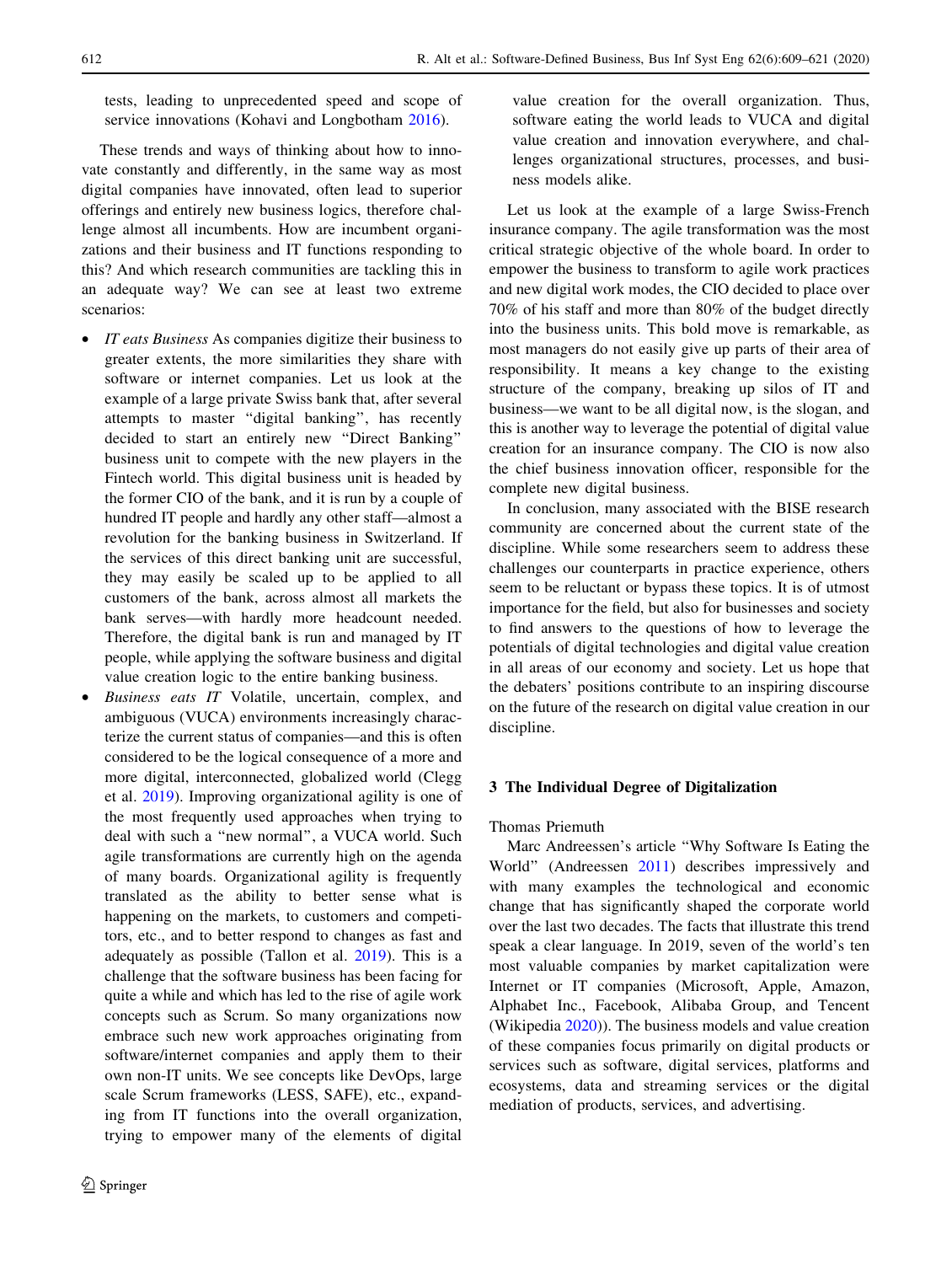tests, leading to unprecedented speed and scope of service innovations (Kohavi and Longbotham 2016).

These trends and ways of thinking about how to innovate constantly and differently, in the same way as most digital companies have innovated, often lead to superior offerings and entirely new business logics, therefore challenge almost all incumbents. How are incumbent organizations and their business and IT functions responding to this? And which research communities are tackling this in an adequate way? We can see at least two extreme scenarios:

- *IT eats Business* As companies digitize their business to greater extents, the more similarities they share with software or internet companies. Let us look at the example of a large private Swiss bank that, after several attempts to master "digital banking", has recently decided to start an entirely new "Direct Banking" business unit to compete with the new players in the Fintech world. This digital business unit is headed by the former CIO of the bank, and it is run by a couple of hundred IT people and hardly any other staff—almost a revolution for the banking business in Switzerland. If the services of this direct banking unit are successful, they may easily be scaled up to be applied to all customers of the bank, across almost all markets the bank serves—with hardly more headcount needed. Therefore, the digital bank is run and managed by IT people, while applying the software business and digital value creation logic to the entire banking business.
- *Business eats IT* Volatile, uncertain, complex, and ambiguous (VUCA) environments increasingly characterize the current status of companies—and this is often considered to be the logical consequence of a more and more digital, interconnected, globalized world (Clegg et al. 2019). Improving organizational agility is one of the most frequently used approaches when trying to deal with such a "new normal", a VUCA world. Such agile transformations are currently high on the agenda of many boards. Organizational agility is frequently translated as the ability to better sense what is happening on the markets, to customers and competitors, etc., and to better respond to changes as fast and adequately as possible (Tallon et al. 2019). This is a challenge that the software business has been facing for quite a while and which has led to the rise of agile work concepts such as Scrum. So many organizations now embrace such new work approaches originating from software/internet companies and apply them to their own non-IT units. We see concepts like DevOps, large scale Scrum frameworks (LESS, SAFE), etc., expanding from IT functions into the overall organization, trying to empower many of the elements of digital value creation for the overall organization. Thus, software eating the world leads to VUCA and digital value creation and innovation everywhere, and challenges organizational structures, processes, and business models alike.

Let us look at the example of a large Swiss-French insurance company. The agile transformation was the most critical strategic objective of the whole board. In order to empower the business to transform to agile work practices and new digital work modes, the CIO decided to place over 70% of his staff and more than 80% of the budget directly into the business units. This bold move is remarkable, as most managers do not easily give up parts of their area of responsibility. It means a key change to the existing structure of the company, breaking up silos of IT and business—we want to be all digital now, is the slogan, and this is another way to leverage the potential of digital value creation for an insurance company. The CIO is now also the chief business innovation officer, responsible for the complete new digital business.

In conclusion, many associated with the BISE research community are concerned about the current state of the discipline. While some researchers seem to address these challenges our counterparts in practice experience, others seem to be reluctant or bypass these topics. It is of utmost importance for the field, but also for businesses and society to find answers to the questions of how to leverage the potentials of digital technologies and digital value creation in all areas of our economy and society. Let us hope that the debaters' positions contribute to an inspiring discourse on the future of the research on digital value creation in our discipline.

## 3 The Individual Degree of Digitalization

Thomas Priemuth

Marc Andreessen's article "Why Software Is Eating the World" (Andreessen 2011) describes impressively and with many examples the technological and economic change that has significantly shaped the corporate world over the last two decades. The facts that illustrate this trend speak a clear language. In 2019, seven of the world's ten most valuable companies by market capitalization were Internet or IT companies (Microsoft, Apple, Amazon, Alphabet Inc., Facebook, Alibaba Group, and Tencent (Wikipedia 2020)). The business models and value creation of these companies focus primarily on digital products or services such as software, digital services, platforms and ecosystems, data and streaming services or the digital mediation of products, services, and advertising.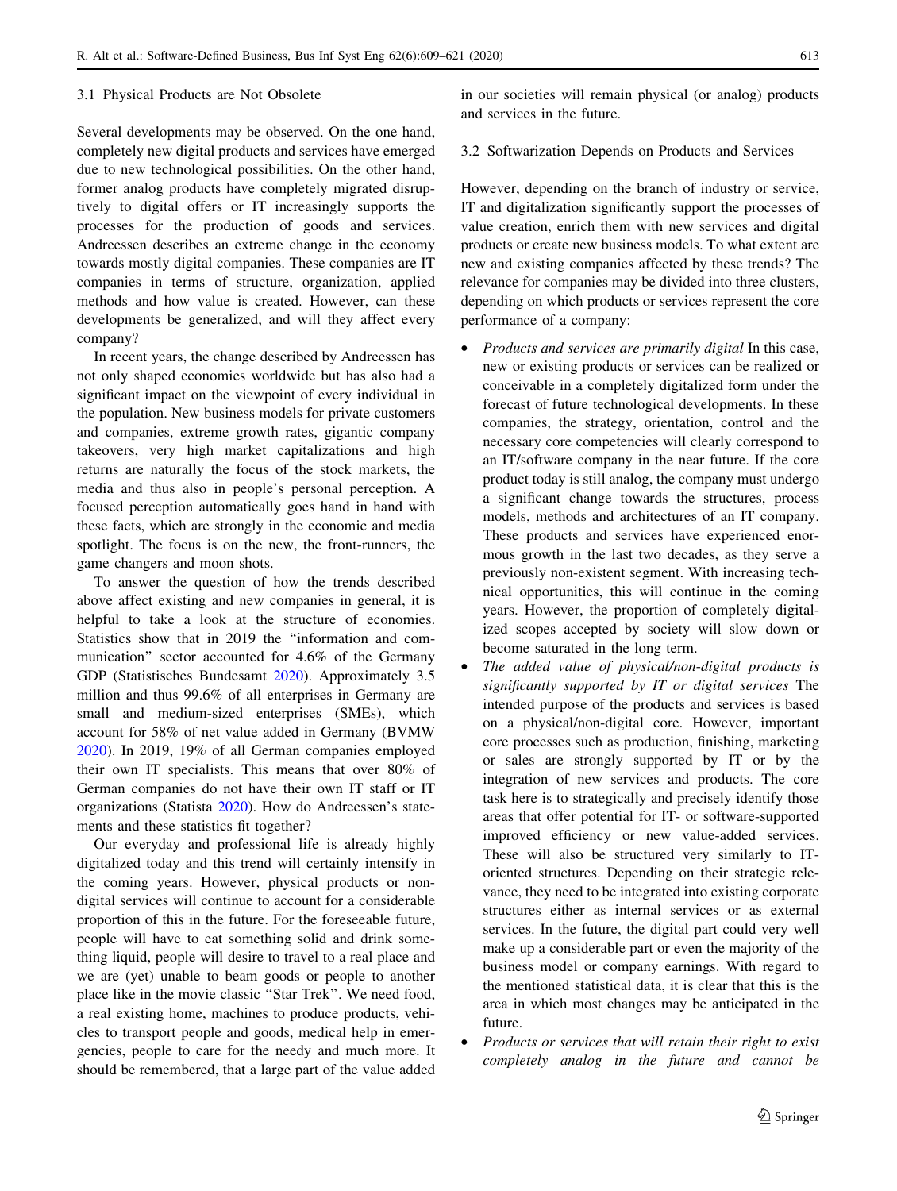### 3.1 Physical Products are Not Obsolete

Several developments may be observed. On the one hand, completely new digital products and services have emerged due to new technological possibilities. On the other hand, former analog products have completely migrated disruptively to digital offers or IT increasingly supports the processes for the production of goods and services. Andreessen describes an extreme change in the economy towards mostly digital companies. These companies are IT companies in terms of structure, organization, applied methods and how value is created. However, can these developments be generalized, and will they affect every company?

In recent years, the change described by Andreessen has not only shaped economies worldwide but has also had a significant impact on the viewpoint of every individual in the population. New business models for private customers and companies, extreme growth rates, gigantic company takeovers, very high market capitalizations and high returns are naturally the focus of the stock markets, the media and thus also in people's personal perception. A focused perception automatically goes hand in hand with these facts, which are strongly in the economic and media spotlight. The focus is on the new, the front-runners, the game changers and moon shots.

To answer the question of how the trends described above affect existing and new companies in general, it is helpful to take a look at the structure of economies. Statistics show that in 2019 the "information and communication" sector accounted for 4.6% of the Germany GDP (Statistisches Bundesamt 2020). Approximately 3.5 million and thus 99.6% of all enterprises in Germany are small and medium-sized enterprises (SMEs), which account for 58% of net value added in Germany (BVMW 2020). In 2019, 19% of all German companies employed their own IT specialists. This means that over 80% of German companies do not have their own IT staff or IT organizations (Statista 2020). How do Andreessen's statements and these statistics fit together?

Our everyday and professional life is already highly digitalized today and this trend will certainly intensify in the coming years. However, physical products or non-digital services will continue to account for a considerable proportion of this in the future. For the foreseeable future, people will have to eat something solid and drink something liquid, people will desire to travel to a real place and we are (yet) unable to beam goods or people to another place like in the movie classic "Star Trek". We need food, a real existing home, machines to produce products, vehicles to transport people and goods, medical help in emergencies, people to care for the needy and much more. It should be remembered, that a large part of the value added in our societies will remain physical (or analog) products and services in the future.

### 3.2 Softwarization Depends on Products and Services

However, depending on the branch of industry or service, IT and digitalization significantly support the processes of value creation, enrich them with new services and digital products or create new business models. To what extent are new and existing companies affected by these trends? The relevance for companies may be divided into three clusters, depending on which products or services represent the core performance of a company:

- *Products and services are primarily digital* In this case, new or existing products or services can be realized or conceivable in a completely digitalized form under the forecast of future technological developments. In these companies, the strategy, orientation, control and the necessary core competencies will clearly correspond to an IT/software company in the near future. If the core product today is still analog, the company must undergo a significant change towards the structures, process models, methods and architectures of an IT company. These products and services have experienced enormous growth in the last two decades, as they serve a previously non-existent segment. With increasing technical opportunities, this will continue in the coming years. However, the proportion of completely digitalized scopes accepted by society will slow down or become saturated in the long term.
- *The added value of physical/non-digital products is significantly supported by IT or digital services* The intended purpose of the products and services is based on a physical/non-digital core. However, important core processes such as production, finishing, marketing or sales are strongly supported by IT or by the integration of new services and products. The core task here is to strategically and precisely identify those areas that offer potential for IT- or software-supported improved efficiency or new value-added services. These will also be structured very similarly to IT-oriented structures. Depending on their strategic relevance, they need to be integrated into existing corporate structures either as internal services or as external services. In the future, the digital part could very well make up a considerable part or even the majority of the business model or company earnings. With regard to the mentioned statistical data, it is clear that this is the area in which most changes may be anticipated in the future.
- *Products or services that will retain their right to exist completely analog in the future and cannot be*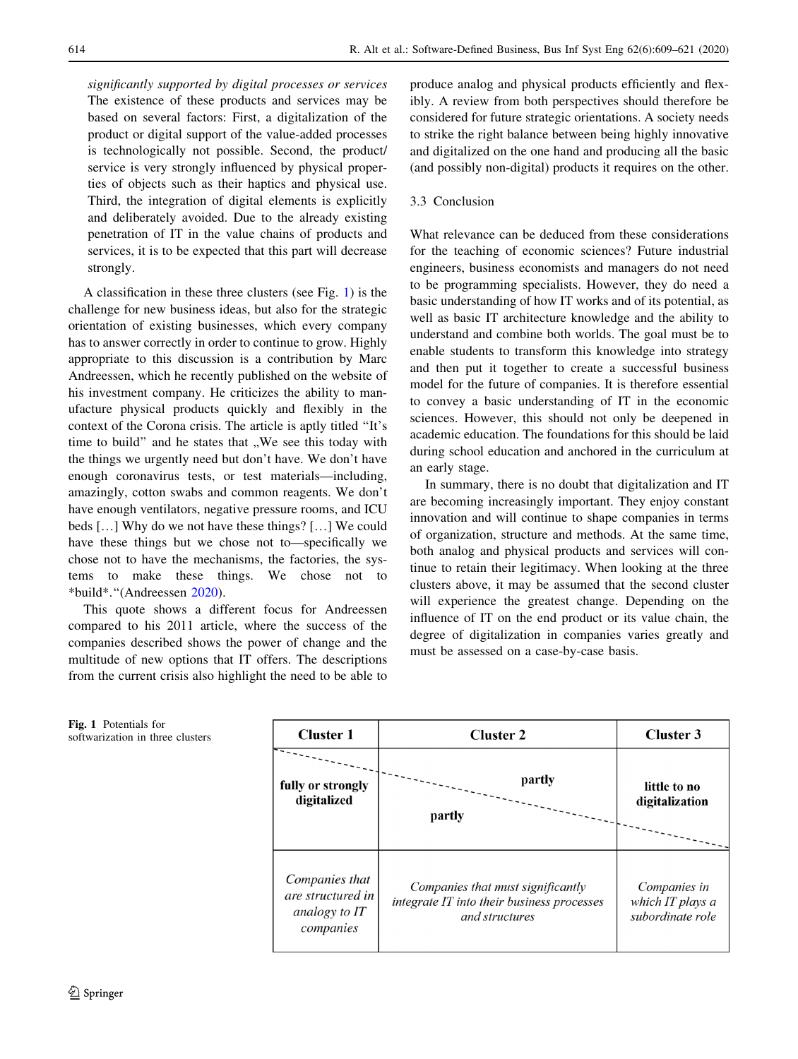*significantly supported by digital processes or services* The existence of these products and services may be based on several factors: First, a digitalization of the product or digital support of the value-added processes is technologically not possible. Second, the product/ service is very strongly influenced by physical properties of objects such as their haptics and physical use. Third, the integration of digital elements is explicitly and deliberately avoided. Due to the already existing penetration of IT in the value chains of products and services, it is to be expected that this part will decrease strongly.

A classification in these three clusters (see Fig. 1) is the challenge for new business ideas, but also for the strategic orientation of existing businesses, which every company has to answer correctly in order to continue to grow. Highly appropriate to this discussion is a contribution by Marc Andreessen, which he recently published on the website of his investment company. He criticizes the ability to manufacture physical products quickly and flexibly in the context of the Corona crisis. The article is aptly titled "It's time to build" and he states that „We see this today with the things we urgently need but don't have. We don't have enough coronavirus tests, or test materials—including, amazingly, cotton swabs and common reagents. We don't have enough ventilators, negative pressure rooms, and ICU beds […] Why do we not have these things? […] We could have these things but we chose not to—specifically we chose not to have the mechanisms, the factories, the systems to make these things. We chose not to *build*."(Andreessen 2020).

This quote shows a different focus for Andreessen compared to his 2011 article, where the success of the companies described shows the power of change and the multitude of new options that IT offers. The descriptions from the current crisis also highlight the need to be able to produce analog and physical products efficiently and flexibly. A review from both perspectives should therefore be considered for future strategic orientations. A society needs to strike the right balance between being highly innovative and digitalized on the one hand and producing all the basic (and possibly non-digital) products it requires on the other.

### 3.3 Conclusion

What relevance can be deduced from these considerations for the teaching of economic sciences? Future industrial engineers, business economists and managers do not need to be programming specialists. However, they do need a basic understanding of how IT works and of its potential, as well as basic IT architecture knowledge and the ability to understand and combine both worlds. The goal must be to enable students to transform this knowledge into strategy and then put it together to create a successful business model for the future of companies. It is therefore essential to convey a basic understanding of IT in the economic sciences. However, this should not only be deepened in academic education. The foundations for this should be laid during school education and anchored in the curriculum at an early stage.

In summary, there is no doubt that digitalization and IT are becoming increasingly important. They enjoy constant innovation and will continue to shape companies in terms of organization, structure and methods. At the same time, both analog and physical products and services will continue to retain their legitimacy. When looking at the three clusters above, it may be assumed that the second cluster will experience the greatest change. Depending on the influence of IT on the end product or its value chain, the degree of digitalization in companies varies greatly and must be assessed on a case-by-case basis.

**Fig. 1** Potentials for softwarization in three clusters

| Cluster 1 | Cluster 2 | Cluster 3 |
|---|---|---|
| **fully or strongly digitalized** | **partly** / **partly** | **little to no digitalization** |
| *Companies that are structured in analogy to IT companies* | *Companies that must significantly integrate IT into their business processes and structures* | *Companies in which IT plays a subordinate role* |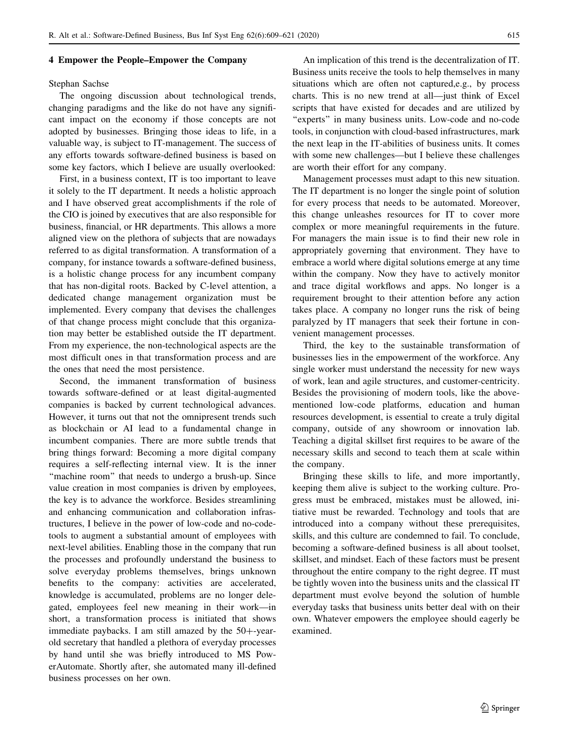## 4 Empower the People–Empower the Company

Stephan Sachse

The ongoing discussion about technological trends, changing paradigms and the like do not have any significant impact on the economy if those concepts are not adopted by businesses. Bringing those ideas to life, in a valuable way, is subject to IT-management. The success of any efforts towards software-defined business is based on some key factors, which I believe are usually overlooked:

First, in a business context, IT is too important to leave it solely to the IT department. It needs a holistic approach and I have observed great accomplishments if the role of the CIO is joined by executives that are also responsible for business, financial, or HR departments. This allows a more aligned view on the plethora of subjects that are nowadays referred to as digital transformation. A transformation of a company, for instance towards a software-defined business, is a holistic change process for any incumbent company that has non-digital roots. Backed by C-level attention, a dedicated change management organization must be implemented. Every company that devises the challenges of that change process might conclude that this organization may better be established outside the IT department. From my experience, the non-technological aspects are the most difficult ones in that transformation process and are the ones that need the most persistence.

Second, the immanent transformation of business towards software-defined or at least digital-augmented companies is backed by current technological advances. However, it turns out that not the omnipresent trends such as blockchain or AI lead to a fundamental change in incumbent companies. There are more subtle trends that bring things forward: Becoming a more digital company requires a self-reflecting internal view. It is the inner "machine room" that needs to undergo a brush-up. Since value creation in most companies is driven by employees, the key is to advance the workforce. Besides streamlining and enhancing communication and collaboration infrastructures, I believe in the power of low-code and no-code-tools to augment a substantial amount of employees with next-level abilities. Enabling those in the company that run the processes and profoundly understand the business to solve everyday problems themselves, brings unknown benefits to the company: activities are accelerated, knowledge is accumulated, problems are no longer delegated, employees feel new meaning in their work—in short, a transformation process is initiated that shows immediate paybacks. I am still amazed by the 50+-year-old secretary that handled a plethora of everyday processes by hand until she was briefly introduced to MS PowerAutomate. Shortly after, she automated many ill-defined business processes on her own.

An implication of this trend is the decentralization of IT. Business units receive the tools to help themselves in many situations which are often not captured,e.g., by process charts. This is no new trend at all—just think of Excel scripts that have existed for decades and are utilized by "experts" in many business units. Low-code and no-code tools, in conjunction with cloud-based infrastructures, mark the next leap in the IT-abilities of business units. It comes with some new challenges—but I believe these challenges are worth their effort for any company.

Management processes must adapt to this new situation. The IT department is no longer the single point of solution for every process that needs to be automated. Moreover, this change unleashes resources for IT to cover more complex or more meaningful requirements in the future. For managers the main issue is to find their new role in appropriately governing that environment. They have to embrace a world where digital solutions emerge at any time within the company. Now they have to actively monitor and trace digital workflows and apps. No longer is a requirement brought to their attention before any action takes place. A company no longer runs the risk of being paralyzed by IT managers that seek their fortune in convenient management processes.

Third, the key to the sustainable transformation of businesses lies in the empowerment of the workforce. Any single worker must understand the necessity for new ways of work, lean and agile structures, and customer-centricity. Besides the provisioning of modern tools, like the above-mentioned low-code platforms, education and human resources development, is essential to create a truly digital company, outside of any showroom or innovation lab. Teaching a digital skillset first requires to be aware of the necessary skills and second to teach them at scale within the company.

Bringing these skills to life, and more importantly, keeping them alive is subject to the working culture. Progress must be embraced, mistakes must be allowed, initiative must be rewarded. Technology and tools that are introduced into a company without these prerequisites, skills, and this culture are condemned to fail. To conclude, becoming a software-defined business is all about toolset, skillset, and mindset. Each of these factors must be present throughout the entire company to the right degree. IT must be tightly woven into the business units and the classical IT department must evolve beyond the solution of humble everyday tasks that business units better deal with on their own. Whatever empowers the employee should eagerly be examined.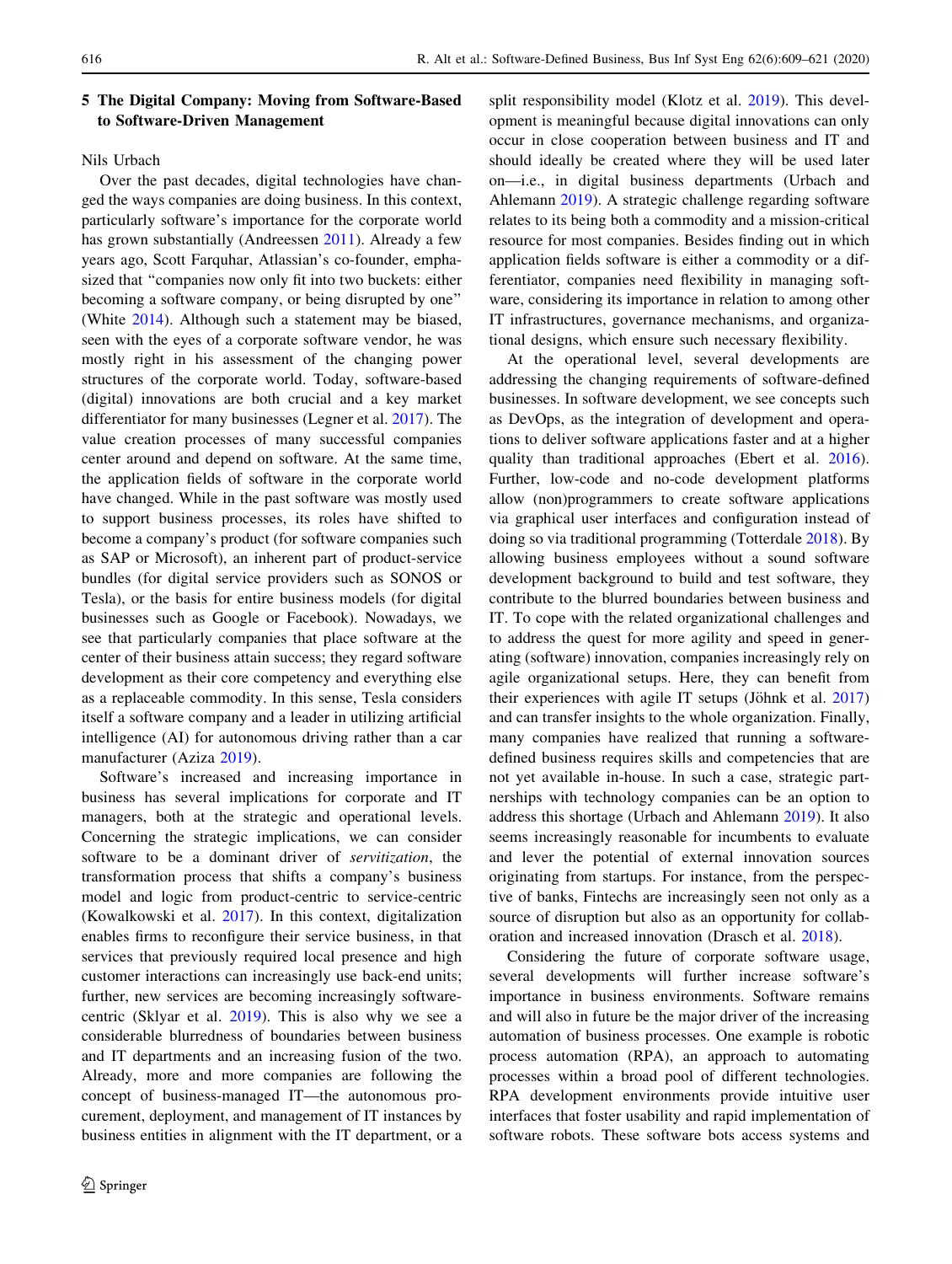## 5 The Digital Company: Moving from Software-Based to Software-Driven Management

Nils Urbach

Over the past decades, digital technologies have changed the ways companies are doing business. In this context, particularly software's importance for the corporate world has grown substantially (Andreessen 2011). Already a few years ago, Scott Farquhar, Atlassian's co-founder, emphasized that "companies now only fit into two buckets: either becoming a software company, or being disrupted by one" (White 2014). Although such a statement may be biased, seen with the eyes of a corporate software vendor, he was mostly right in his assessment of the changing power structures of the corporate world. Today, software-based (digital) innovations are both crucial and a key market differentiator for many businesses (Legner et al. 2017). The value creation processes of many successful companies center around and depend on software. At the same time, the application fields of software in the corporate world have changed. While in the past software was mostly used to support business processes, its roles have shifted to become a company's product (for software companies such as SAP or Microsoft), an inherent part of product-service bundles (for digital service providers such as SONOS or Tesla), or the basis for entire business models (for digital businesses such as Google or Facebook). Nowadays, we see that particularly companies that place software at the center of their business attain success; they regard software development as their core competency and everything else as a replaceable commodity. In this sense, Tesla considers itself a software company and a leader in utilizing artificial intelligence (AI) for autonomous driving rather than a car manufacturer (Aziza 2019).

Software's increased and increasing importance in business has several implications for corporate and IT managers, both at the strategic and operational levels. Concerning the strategic implications, we can consider software to be a dominant driver of *servitization*, the transformation process that shifts a company's business model and logic from product-centric to service-centric (Kowalkowski et al. 2017). In this context, digitalization enables firms to reconfigure their service business, in that services that previously required local presence and high customer interactions can increasingly use back-end units; further, new services are becoming increasingly software-centric (Sklyar et al. 2019). This is also why we see a considerable blurredness of boundaries between business and IT departments and an increasing fusion of the two. Already, more and more companies are following the concept of business-managed IT—the autonomous procurement, deployment, and management of IT instances by business entities in alignment with the IT department, or a split responsibility model (Klotz et al. 2019). This development is meaningful because digital innovations can only occur in close cooperation between business and IT and should ideally be created where they will be used later on—i.e., in digital business departments (Urbach and Ahlemann 2019). A strategic challenge regarding software relates to its being both a commodity and a mission-critical resource for most companies. Besides finding out in which application fields software is either a commodity or a differentiator, companies need flexibility in managing software, considering its importance in relation to among other IT infrastructures, governance mechanisms, and organizational designs, which ensure such necessary flexibility.

At the operational level, several developments are addressing the changing requirements of software-defined businesses. In software development, we see concepts such as DevOps, as the integration of development and operations to deliver software applications faster and at a higher quality than traditional approaches (Ebert et al. 2016). Further, low-code and no-code development platforms allow (non)programmers to create software applications via graphical user interfaces and configuration instead of doing so via traditional programming (Totterdale 2018). By allowing business employees without a sound software development background to build and test software, they contribute to the blurred boundaries between business and IT. To cope with the related organizational challenges and to address the quest for more agility and speed in generating (software) innovation, companies increasingly rely on agile organizational setups. Here, they can benefit from their experiences with agile IT setups (Jöhnk et al. 2017) and can transfer insights to the whole organization. Finally, many companies have realized that running a software-defined business requires skills and competencies that are not yet available in-house. In such a case, strategic partnerships with technology companies can be an option to address this shortage (Urbach and Ahlemann 2019). It also seems increasingly reasonable for incumbents to evaluate and lever the potential of external innovation sources originating from startups. For instance, from the perspective of banks, Fintechs are increasingly seen not only as a source of disruption but also as an opportunity for collaboration and increased innovation (Drasch et al. 2018).

Considering the future of corporate software usage, several developments will further increase software's importance in business environments. Software remains and will also in future be the major driver of the increasing automation of business processes. One example is robotic process automation (RPA), an approach to automating processes within a broad pool of different technologies. RPA development environments provide intuitive user interfaces that foster usability and rapid implementation of software robots. These software bots access systems and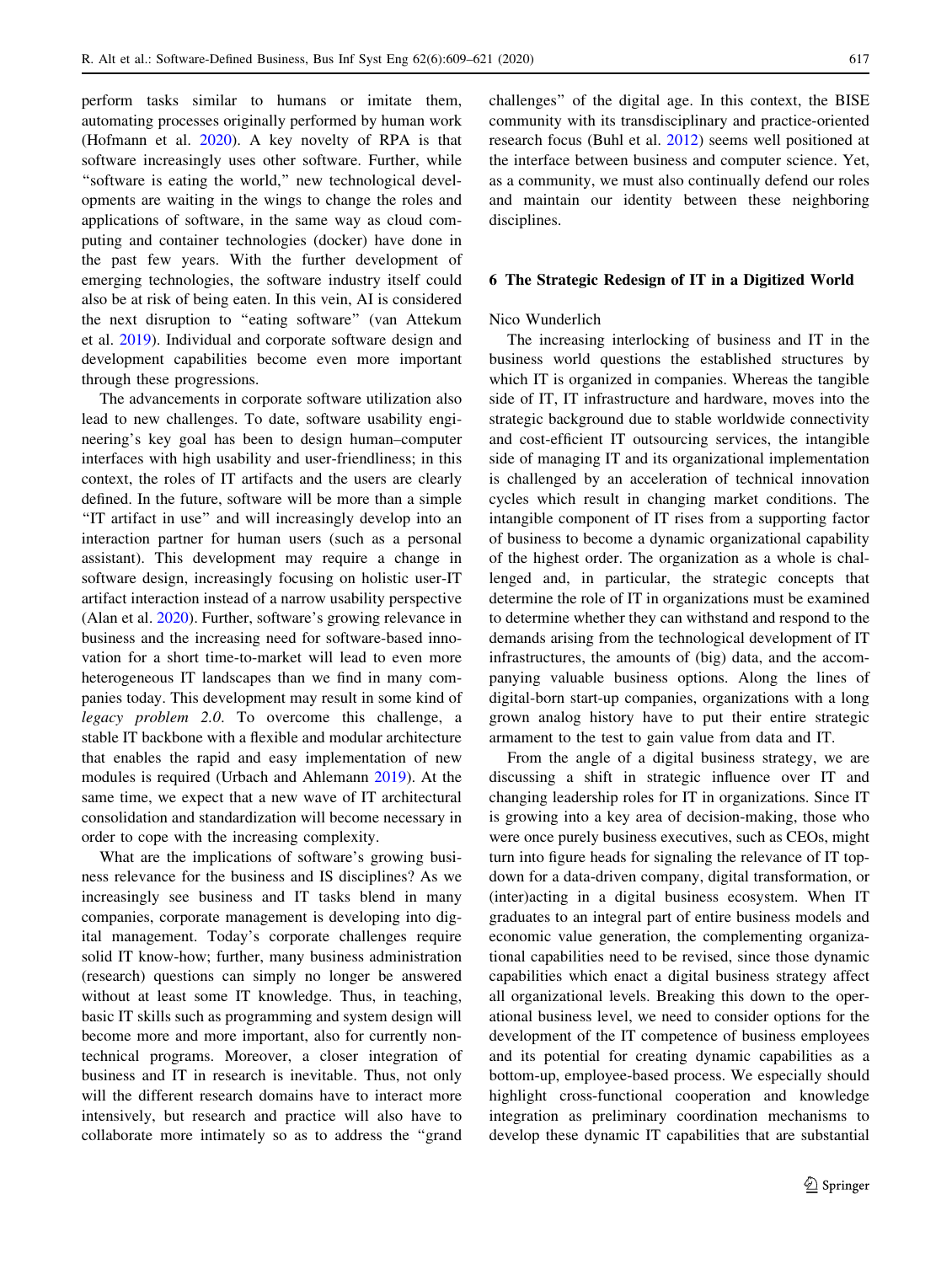perform tasks similar to humans or imitate them, automating processes originally performed by human work (Hofmann et al. 2020). A key novelty of RPA is that software increasingly uses other software. Further, while "software is eating the world," new technological developments are waiting in the wings to change the roles and applications of software, in the same way as cloud computing and container technologies (docker) have done in the past few years. With the further development of emerging technologies, the software industry itself could also be at risk of being eaten. In this vein, AI is considered the next disruption to "eating software" (van Attekum et al. 2019). Individual and corporate software design and development capabilities become even more important through these progressions.

The advancements in corporate software utilization also lead to new challenges. To date, software usability engineering's key goal has been to design human–computer interfaces with high usability and user-friendliness; in this context, the roles of IT artifacts and the users are clearly defined. In the future, software will be more than a simple "IT artifact in use" and will increasingly develop into an interaction partner for human users (such as a personal assistant). This development may require a change in software design, increasingly focusing on holistic user-IT artifact interaction instead of a narrow usability perspective (Alan et al. 2020). Further, software's growing relevance in business and the increasing need for software-based innovation for a short time-to-market will lead to even more heterogeneous IT landscapes than we find in many companies today. This development may result in some kind of *legacy problem 2.0*. To overcome this challenge, a stable IT backbone with a flexible and modular architecture that enables the rapid and easy implementation of new modules is required (Urbach and Ahlemann 2019). At the same time, we expect that a new wave of IT architectural consolidation and standardization will become necessary in order to cope with the increasing complexity.

What are the implications of software's growing business relevance for the business and IS disciplines? As we increasingly see business and IT tasks blend in many companies, corporate management is developing into digital management. Today's corporate challenges require solid IT know-how; further, many business administration (research) questions can simply no longer be answered without at least some IT knowledge. Thus, in teaching, basic IT skills such as programming and system design will become more and more important, also for currently non-technical programs. Moreover, a closer integration of business and IT in research is inevitable. Thus, not only will the different research domains have to interact more intensively, but research and practice will also have to collaborate more intimately so as to address the "grand challenges" of the digital age. In this context, the BISE community with its transdisciplinary and practice-oriented research focus (Buhl et al. 2012) seems well positioned at the interface between business and computer science. Yet, as a community, we must also continually defend our roles and maintain our identity between these neighboring disciplines.

## 6 The Strategic Redesign of IT in a Digitized World

Nico Wunderlich

The increasing interlocking of business and IT in the business world questions the established structures by which IT is organized in companies. Whereas the tangible side of IT, IT infrastructure and hardware, moves into the strategic background due to stable worldwide connectivity and cost-efficient IT outsourcing services, the intangible side of managing IT and its organizational implementation is challenged by an acceleration of technical innovation cycles which result in changing market conditions. The intangible component of IT rises from a supporting factor of business to become a dynamic organizational capability of the highest order. The organization as a whole is challenged and, in particular, the strategic concepts that determine the role of IT in organizations must be examined to determine whether they can withstand and respond to the demands arising from the technological development of IT infrastructures, the amounts of (big) data, and the accompanying valuable business options. Along the lines of digital-born start-up companies, organizations with a long grown analog history have to put their entire strategic armament to the test to gain value from data and IT.

From the angle of a digital business strategy, we are discussing a shift in strategic influence over IT and changing leadership roles for IT in organizations. Since IT is growing into a key area of decision-making, those who were once purely business executives, such as CEOs, might turn into figure heads for signaling the relevance of IT top-down for a data-driven company, digital transformation, or (inter)acting in a digital business ecosystem. When IT graduates to an integral part of entire business models and economic value generation, the complementing organizational capabilities need to be revised, since those dynamic capabilities which enact a digital business strategy affect all organizational levels. Breaking this down to the operational business level, we need to consider options for the development of the IT competence of business employees and its potential for creating dynamic capabilities as a bottom-up, employee-based process. We especially should highlight cross-functional cooperation and knowledge integration as preliminary coordination mechanisms to develop these dynamic IT capabilities that are substantial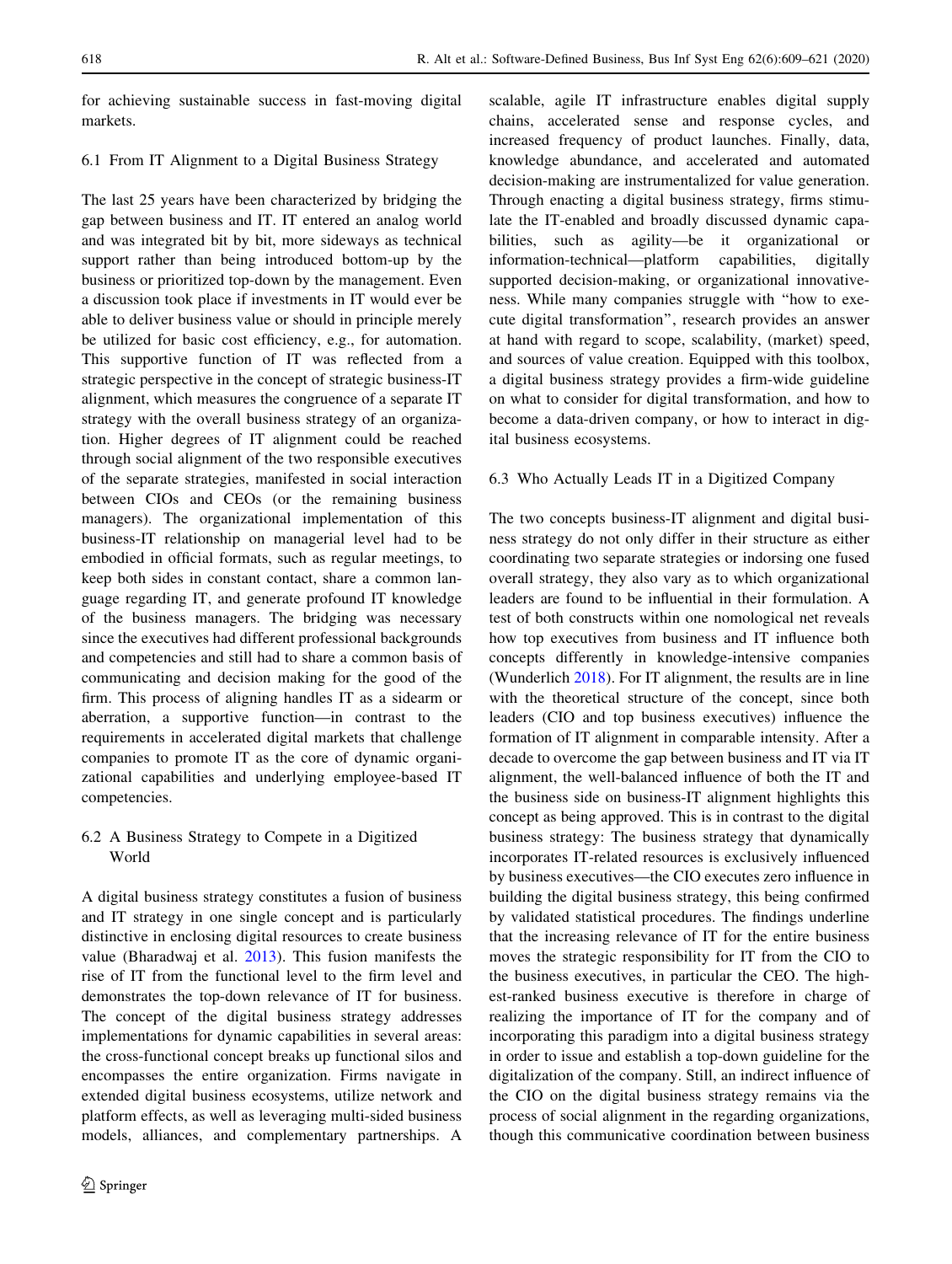for achieving sustainable success in fast-moving digital markets.

### 6.1 From IT Alignment to a Digital Business Strategy

The last 25 years have been characterized by bridging the gap between business and IT. IT entered an analog world and was integrated bit by bit, more sideways as technical support rather than being introduced bottom-up by the business or prioritized top-down by the management. Even a discussion took place if investments in IT would ever be able to deliver business value or should in principle merely be utilized for basic cost efficiency, e.g., for automation. This supportive function of IT was reflected from a strategic perspective in the concept of strategic business-IT alignment, which measures the congruence of a separate IT strategy with the overall business strategy of an organization. Higher degrees of IT alignment could be reached through social alignment of the two responsible executives of the separate strategies, manifested in social interaction between CIOs and CEOs (or the remaining business managers). The organizational implementation of this business-IT relationship on managerial level had to be embodied in official formats, such as regular meetings, to keep both sides in constant contact, share a common language regarding IT, and generate profound IT knowledge of the business managers. The bridging was necessary since the executives had different professional backgrounds and competencies and still had to share a common basis of communicating and decision making for the good of the firm. This process of aligning handles IT as a sidearm or aberration, a supportive function—in contrast to the requirements in accelerated digital markets that challenge companies to promote IT as the core of dynamic organizational capabilities and underlying employee-based IT competencies.

### 6.2 A Business Strategy to Compete in a Digitized World

A digital business strategy constitutes a fusion of business and IT strategy in one single concept and is particularly distinctive in enclosing digital resources to create business value (Bharadwaj et al. 2013). This fusion manifests the rise of IT from the functional level to the firm level and demonstrates the top-down relevance of IT for business. The concept of the digital business strategy addresses implementations for dynamic capabilities in several areas: the cross-functional concept breaks up functional silos and encompasses the entire organization. Firms navigate in extended digital business ecosystems, utilize network and platform effects, as well as leveraging multi-sided business models, alliances, and complementary partnerships. A scalable, agile IT infrastructure enables digital supply chains, accelerated sense and response cycles, and increased frequency of product launches. Finally, data, knowledge abundance, and accelerated and automated decision-making are instrumentalized for value generation. Through enacting a digital business strategy, firms stimulate the IT-enabled and broadly discussed dynamic capabilities, such as agility—be it organizational or information-technical—platform capabilities, digitally supported decision-making, or organizational innovativeness. While many companies struggle with "how to execute digital transformation", research provides an answer at hand with regard to scope, scalability, (market) speed, and sources of value creation. Equipped with this toolbox, a digital business strategy provides a firm-wide guideline on what to consider for digital transformation, and how to become a data-driven company, or how to interact in digital business ecosystems.

### 6.3 Who Actually Leads IT in a Digitized Company

The two concepts business-IT alignment and digital business strategy do not only differ in their structure as either coordinating two separate strategies or indorsing one fused overall strategy, they also vary as to which organizational leaders are found to be influential in their formulation. A test of both constructs within one nomological net reveals how top executives from business and IT influence both concepts differently in knowledge-intensive companies (Wunderlich 2018). For IT alignment, the results are in line with the theoretical structure of the concept, since both leaders (CIO and top business executives) influence the formation of IT alignment in comparable intensity. After a decade to overcome the gap between business and IT via IT alignment, the well-balanced influence of both the IT and the business side on business-IT alignment highlights this concept as being approved. This is in contrast to the digital business strategy: The business strategy that dynamically incorporates IT-related resources is exclusively influenced by business executives—the CIO executes zero influence in building the digital business strategy, this being confirmed by validated statistical procedures. The findings underline that the increasing relevance of IT for the entire business moves the strategic responsibility for IT from the CIO to the business executives, in particular the CEO. The highest-ranked business executive is therefore in charge of realizing the importance of IT for the company and of incorporating this paradigm into a digital business strategy in order to issue and establish a top-down guideline for the digitalization of the company. Still, an indirect influence of the CIO on the digital business strategy remains via the process of social alignment in the regarding organizations, though this communicative coordination between business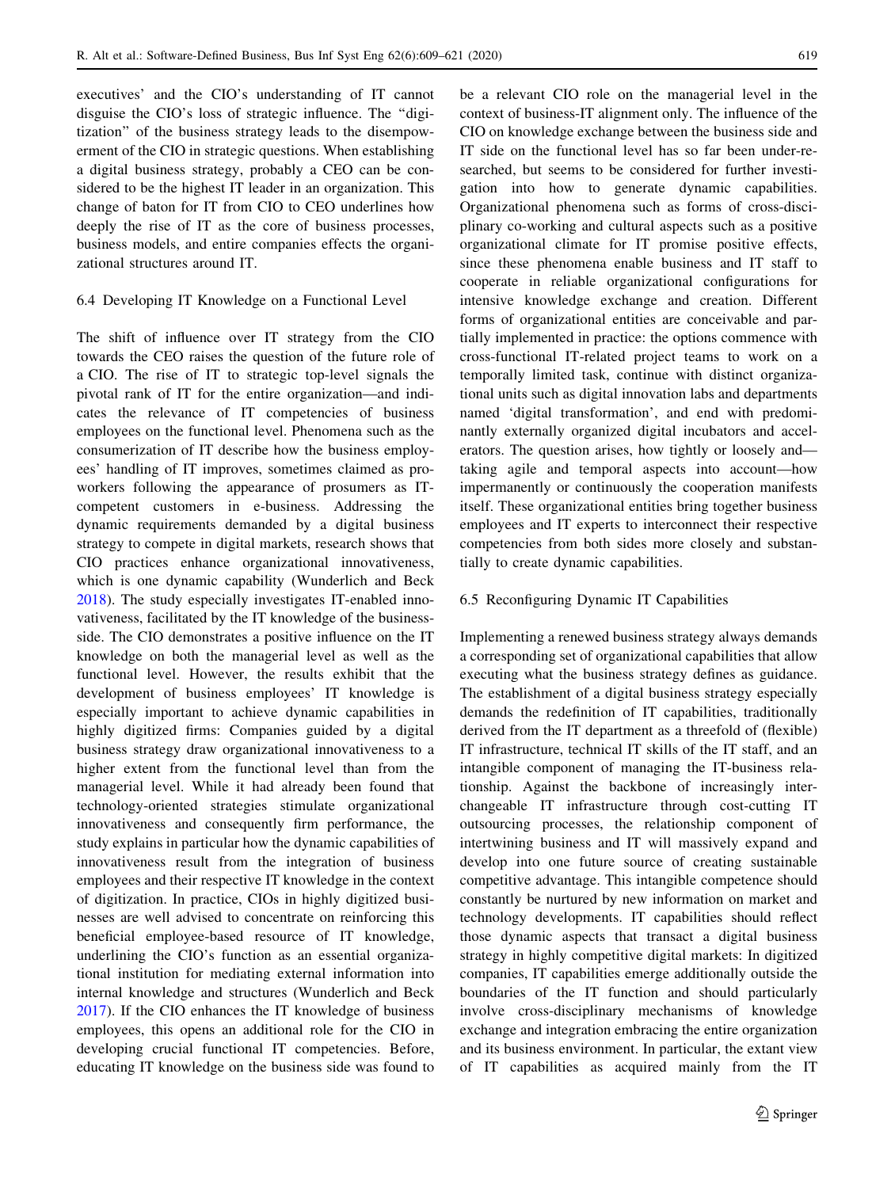executives' and the CIO's understanding of IT cannot disguise the CIO's loss of strategic influence. The "digitization" of the business strategy leads to the disempowerment of the CIO in strategic questions. When establishing a digital business strategy, probably a CEO can be considered to be the highest IT leader in an organization. This change of baton for IT from CIO to CEO underlines how deeply the rise of IT as the core of business processes, business models, and entire companies effects the organizational structures around IT.

### 6.4 Developing IT Knowledge on a Functional Level

The shift of influence over IT strategy from the CIO towards the CEO raises the question of the future role of a CIO. The rise of IT to strategic top-level signals the pivotal rank of IT for the entire organization—and indicates the relevance of IT competencies of business employees on the functional level. Phenomena such as the consumerization of IT describe how the business employees' handling of IT improves, sometimes claimed as proworkers following the appearance of prosumers as IT-competent customers in e-business. Addressing the dynamic requirements demanded by a digital business strategy to compete in digital markets, research shows that CIO practices enhance organizational innovativeness, which is one dynamic capability (Wunderlich and Beck 2018). The study especially investigates IT-enabled innovativeness, facilitated by the IT knowledge of the business-side. The CIO demonstrates a positive influence on the IT knowledge on both the managerial level as well as the functional level. However, the results exhibit that the development of business employees' IT knowledge is especially important to achieve dynamic capabilities in highly digitized firms: Companies guided by a digital business strategy draw organizational innovativeness to a higher extent from the functional level than from the managerial level. While it had already been found that technology-oriented strategies stimulate organizational innovativeness and consequently firm performance, the study explains in particular how the dynamic capabilities of innovativeness result from the integration of business employees and their respective IT knowledge in the context of digitization. In practice, CIOs in highly digitized businesses are well advised to concentrate on reinforcing this beneficial employee-based resource of IT knowledge, underlining the CIO's function as an essential organizational institution for mediating external information into internal knowledge and structures (Wunderlich and Beck 2017). If the CIO enhances the IT knowledge of business employees, this opens an additional role for the CIO in developing crucial functional IT competencies. Before, educating IT knowledge on the business side was found to be a relevant CIO role on the managerial level in the context of business-IT alignment only. The influence of the CIO on knowledge exchange between the business side and IT side on the functional level has so far been under-researched, but seems to be considered for further investigation into how to generate dynamic capabilities. Organizational phenomena such as forms of cross-disciplinary co-working and cultural aspects such as a positive organizational climate for IT promise positive effects, since these phenomena enable business and IT staff to cooperate in reliable organizational configurations for intensive knowledge exchange and creation. Different forms of organizational entities are conceivable and partially implemented in practice: the options commence with cross-functional IT-related project teams to work on a temporally limited task, continue with distinct organizational units such as digital innovation labs and departments named 'digital transformation', and end with predominantly externally organized digital incubators and accelerators. The question arises, how tightly or loosely and—taking agile and temporal aspects into account—how impermanently or continuously the cooperation manifests itself. These organizational entities bring together business employees and IT experts to interconnect their respective competencies from both sides more closely and substantially to create dynamic capabilities.

### 6.5 Reconfiguring Dynamic IT Capabilities

Implementing a renewed business strategy always demands a corresponding set of organizational capabilities that allow executing what the business strategy defines as guidance. The establishment of a digital business strategy especially demands the redefinition of IT capabilities, traditionally derived from the IT department as a threefold of (flexible) IT infrastructure, technical IT skills of the IT staff, and an intangible component of managing the IT-business relationship. Against the backbone of increasingly interchangeable IT infrastructure through cost-cutting IT outsourcing processes, the relationship component of intertwining business and IT will massively expand and develop into one future source of creating sustainable competitive advantage. This intangible competence should constantly be nurtured by new information on market and technology developments. IT capabilities should reflect those dynamic aspects that transact a digital business strategy in highly competitive digital markets: In digitized companies, IT capabilities emerge additionally outside the boundaries of the IT function and should particularly involve cross-disciplinary mechanisms of knowledge exchange and integration embracing the entire organization and its business environment. In particular, the extant view of IT capabilities as acquired mainly from the IT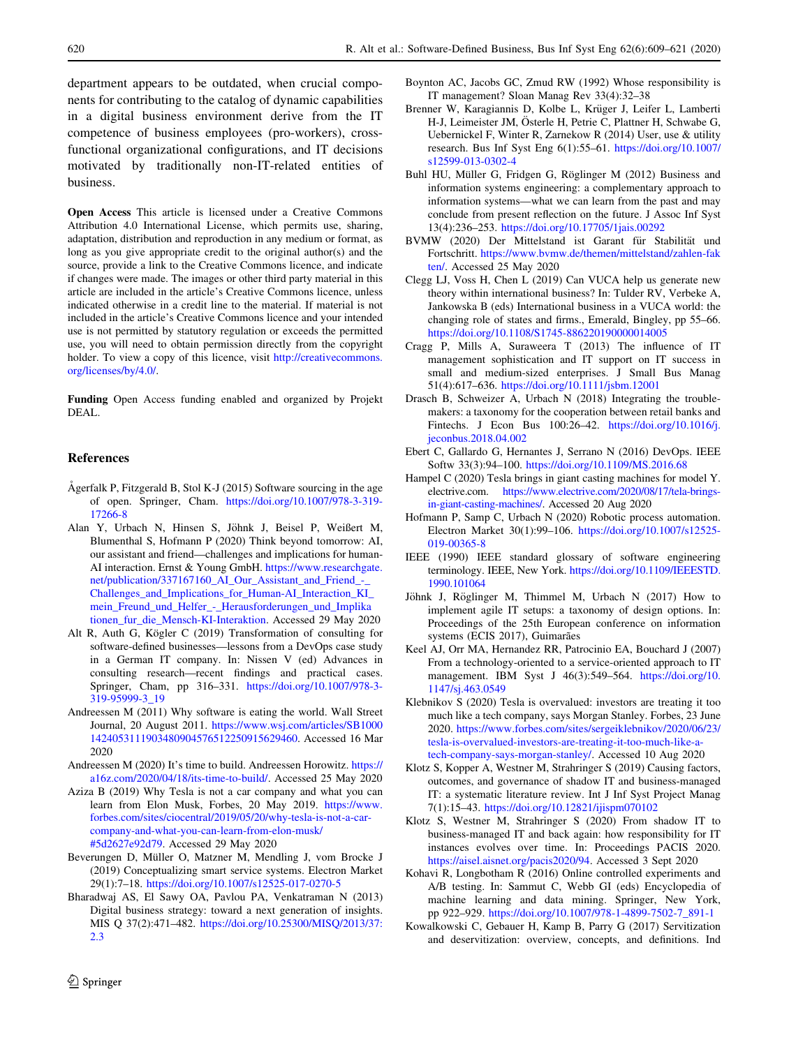department appears to be outdated, when crucial components for contributing to the catalog of dynamic capabilities in a digital business environment derive from the IT competence of business employees (pro-workers), cross-functional organizational configurations, and IT decisions motivated by traditionally non-IT-related entities of business.

**Open Access** This article is licensed under a Creative Commons Attribution 4.0 International License, which permits use, sharing, adaptation, distribution and reproduction in any medium or format, as long as you give appropriate credit to the original author(s) and the source, provide a link to the Creative Commons licence, and indicate if changes were made. The images or other third party material in this article are included in the article's Creative Commons licence, unless indicated otherwise in a credit line to the material. If material is not included in the article's Creative Commons licence and your intended use is not permitted by statutory regulation or exceeds the permitted use, you will need to obtain permission directly from the copyright holder. To view a copy of this licence, visit http://creativecommons.org/licenses/by/4.0/.

**Funding** Open Access funding enabled and organized by Projekt DEAL.

## References

Ågerfalk P, Fitzgerald B, Stol K-J (2015) Software sourcing in the age of open. Springer, Cham. https://doi.org/10.1007/978-3-319-17266-8

Alan Y, Urbach N, Hinsen S, Jöhnk J, Beisel P, Weißert M, Blumenthal S, Hofmann P (2020) Think beyond tomorrow: AI, our assistant and friend—challenges and implications for human-AI interaction. Ernst & Young GmbH. https://www.researchgate.net/publication/337167160_AI_Our_Assistant_and_Friend_-_Challenges_and_Implications_for_Human-AI_Interaction_KI_mein_Freund_und_Helfer_-_Herausforderungen_und_Implikationen_fur_die_Mensch-KI-Interaktion. Accessed 29 May 2020

Alt R, Auth G, Kögler C (2019) Transformation of consulting for software-defined businesses—lessons from a DevOps case study in a German IT company. In: Nissen V (ed) Advances in consulting research—recent findings and practical cases. Springer, Cham, pp 316–331. https://doi.org/10.1007/978-3-319-95999-3_19

Andreessen M (2011) Why software is eating the world. Wall Street Journal, 20 August 2011. https://www.wsj.com/articles/SB10001424053111903480904576512250915629460. Accessed 16 Mar 2020

Andreessen M (2020) It's time to build. Andreessen Horowitz. https://a16z.com/2020/04/18/its-time-to-build/. Accessed 25 May 2020

Aziza B (2019) Why Tesla is not a car company and what you can learn from Elon Musk, Forbes, 20 May 2019. https://www.forbes.com/sites/ciocentral/2019/05/20/why-tesla-is-not-a-car-company-and-what-you-can-learn-from-elon-musk/#5d2627e92d79. Accessed 29 May 2020

Beverungen D, Müller O, Matzner M, Mendling J, vom Brocke J (2019) Conceptualizing smart service systems. Electron Market 29(1):7–18. https://doi.org/10.1007/s12525-017-0270-5

Bharadwaj AS, El Sawy OA, Pavlou PA, Venkatraman N (2013) Digital business strategy: toward a next generation of insights. MIS Q 37(2):471–482. https://doi.org/10.25300/MISQ/2013/37:2.3

Boynton AC, Jacobs GC, Zmud RW (1992) Whose responsibility is IT management? Sloan Manag Rev 33(4):32–38

Brenner W, Karagiannis D, Kolbe L, Krüger J, Leifer L, Lamberti H-J, Leimeister JM, Österle H, Petrie C, Plattner H, Schwabe G, Uebernickel F, Winter R, Zarnekow R (2014) User, use & utility research. Bus Inf Syst Eng 6(1):55–61. https://doi.org/10.1007/s12599-013-0302-4

Buhl HU, Müller G, Fridgen G, Röglinger M (2012) Business and information systems engineering: a complementary approach to information systems—what we can learn from the past and may conclude from present reflection on the future. J Assoc Inf Syst 13(4):236–253. https://doi.org/10.17705/1jais.00292

BVMW (2020) Der Mittelstand ist Garant für Stabilität und Fortschritt. https://www.bvmw.de/themen/mittelstand/zahlen-fakten/. Accessed 25 May 2020

Clegg LJ, Voss H, Chen L (2019) Can VUCA help us generate new theory within international business? In: Tulder RV, Verbeke A, Jankowska B (eds) International business in a VUCA world: the changing role of states and firms., Emerald, Bingley, pp 55–66. https://doi.org/10.1108/S1745-886220190000014005

Cragg P, Mills A, Suraweera T (2013) The influence of IT management sophistication and IT support on IT success in small and medium-sized enterprises. J Small Bus Manag 51(4):617–636. https://doi.org/10.1111/jsbm.12001

Drasch B, Schweizer A, Urbach N (2018) Integrating the troublemakers: a taxonomy for the cooperation between retail banks and Fintechs. J Econ Bus 100:26–42. https://doi.org/10.1016/j.jeconbus.2018.04.002

Ebert C, Gallardo G, Hernantes J, Serrano N (2016) DevOps. IEEE Softw 33(3):94–100. https://doi.org/10.1109/MS.2016.68

Hampel C (2020) Tesla brings in giant casting machines for model Y. electrive.com. https://www.electrive.com/2020/08/17/tela-brings-in-giant-casting-machines/. Accessed 20 Aug 2020

Hofmann P, Samp C, Urbach N (2020) Robotic process automation. Electron Market 30(1):99–106. https://doi.org/10.1007/s12525-019-00365-8

IEEE (1990) IEEE standard glossary of software engineering terminology. IEEE, New York. https://doi.org/10.1109/IEEESTD.1990.101064

Jöhnk J, Röglinger M, Thimmel M, Urbach N (2017) How to implement agile IT setups: a taxonomy of design options. In: Proceedings of the 25th European conference on information systems (ECIS 2017), Guimarães

Keel AJ, Orr MA, Hernandez RR, Patrocinio EA, Bouchard J (2007) From a technology-oriented to a service-oriented approach to IT management. IBM Syst J 46(3):549–564. https://doi.org/10.1147/sj.463.0549

Klebnikov S (2020) Tesla is overvalued: investors are treating it too much like a tech company, says Morgan Stanley. Forbes, 23 June 2020. https://www.forbes.com/sites/sergeiklebnikov/2020/06/23/tesla-is-overvalued-investors-are-treating-it-too-much-like-a-tech-company-says-morgan-stanley/. Accessed 10 Aug 2020

Klotz S, Kopper A, Westner M, Strahringer S (2019) Causing factors, outcomes, and governance of shadow IT and business-managed IT: a systematic literature review. Int J Inf Syst Project Manag 7(1):15–43. https://doi.org/10.12821/ijispm070102

Klotz S, Westner M, Strahringer S (2020) From shadow IT to business-managed IT and back again: how responsibility for IT instances evolves over time. In: Proceedings PACIS 2020. https://aisel.aisnet.org/pacis2020/94. Accessed 3 Sept 2020

Kohavi R, Longbotham R (2016) Online controlled experiments and A/B testing. In: Sammut C, Webb GI (eds) Encyclopedia of machine learning and data mining. Springer, New York, pp 922–929. https://doi.org/10.1007/978-1-4899-7502-7_891-1

Kowalkowski C, Gebauer H, Kamp B, Parry G (2017) Servitization and deservitization: overview, concepts, and definitions. Ind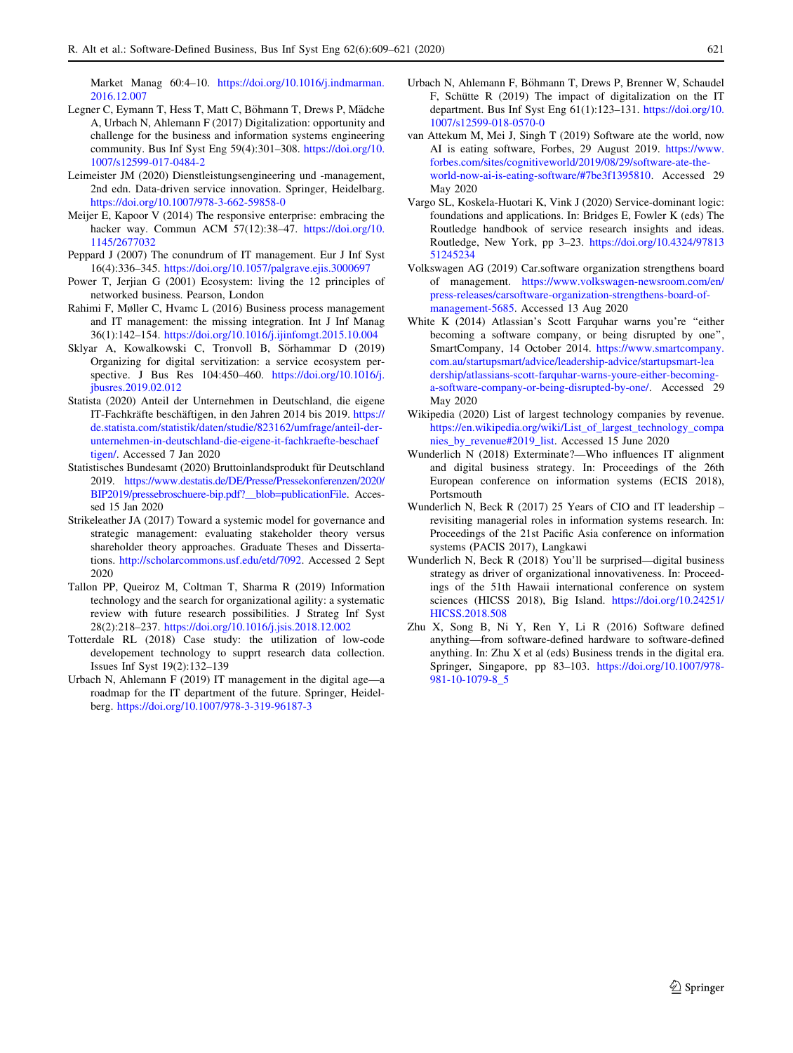Market Manag 60:4–10. https://doi.org/10.1016/j.indmarman.2016.12.007

Legner C, Eymann T, Hess T, Matt C, Böhmann T, Drews P, Mädche A, Urbach N, Ahlemann F (2017) Digitalization: opportunity and challenge for the business and information systems engineering community. Bus Inf Syst Eng 59(4):301–308. https://doi.org/10.1007/s12599-017-0484-2

Leimeister JM (2020) Dienstleistungsengineering und -management, 2nd edn. Data-driven service innovation. Springer, Heidelbarg. https://doi.org/10.1007/978-3-662-59858-0

Meijer E, Kapoor V (2014) The responsive enterprise: embracing the hacker way. Commun ACM 57(12):38–47. https://doi.org/10.1145/2677032

Peppard J (2007) The conundrum of IT management. Eur J Inf Syst 16(4):336–345. https://doi.org/10.1057/palgrave.ejis.3000697

Power T, Jerjian G (2001) Ecosystem: living the 12 principles of networked business. Pearson, London

Rahimi F, Møller C, Hvamc L (2016) Business process management and IT management: the missing integration. Int J Inf Manag 36(1):142–154. https://doi.org/10.1016/j.ijinfomgt.2015.10.004

Sklyar A, Kowalkowski C, Tronvoll B, Sörhammar D (2019) Organizing for digital servitization: a service ecosystem perspective. J Bus Res 104:450–460. https://doi.org/10.1016/j.jbusres.2019.02.012

Statista (2020) Anteil der Unternehmen in Deutschland, die eigene IT-Fachkräfte beschäftigen, in den Jahren 2014 bis 2019. https://de.statista.com/statistik/daten/studie/823162/umfrage/anteil-der-unternehmen-in-deutschland-die-eigene-it-fachkraefte-beschaeftigen/. Accessed 7 Jan 2020

Statisticshes Bundesamt (2020) Bruttoinlandsprodukt für Deutschland 2019. https://www.destatis.de/DE/Presse/Pressekonferenzen/2020/BIP2019/pressebroschuere-bip.pdf?__blob=publicationFile. Accessed 15 Jan 2020

Strikeleather JA (2017) Toward a systemic model for governance and strategic management: evaluating stakeholder theory versus shareholder theory approaches. Graduate Theses and Dissertations. http://scholarcommons.usf.edu/etd/7092. Accessed 2 Sept 2020

Tallon PP, Queiroz M, Coltman T, Sharma R (2019) Information technology and the search for organizational agility: a systematic review with future research possibilities. J Strateg Inf Syst 28(2):218–237. https://doi.org/10.1016/j.jsis.2018.12.002

Totterdale RL (2018) Case study: the utilization of low-code developement technology to supprt research data collection. Issues Inf Syst 19(2):132–139

Urbach N, Ahlemann F (2019) IT management in the digital age—a roadmap for the IT department of the future. Springer, Heidelberg. https://doi.org/10.1007/978-3-319-96187-3

Urbach N, Ahlemann F, Böhmann T, Drews P, Brenner W, Schaudel F, Schütte R (2019) The impact of digitalization on the IT department. Bus Inf Syst Eng 61(1):123–131. https://doi.org/10.1007/s12599-018-0570-0

van Attekum M, Mei J, Singh T (2019) Software ate the world, now AI is eating software, Forbes, 29 August 2019. https://www.forbes.com/sites/cognitiveworld/2019/08/29/software-ate-the-world-now-ai-is-eating-software/#7be3f1395810. Accessed 29 May 2020

Vargo SL, Koskela-Huotari K, Vink J (2020) Service-dominant logic: foundations and applications. In: Bridges E, Fowler K (eds) The Routledge handbook of service research insights and ideas. Routledge, New York, pp 3–23. https://doi.org/10.4324/9781351245234

Volkswagen AG (2019) Car.software organization strengthens board of management. https://www.volkswagen-newsroom.com/en/press-releases/carsoftware-organization-strengthens-board-of-management-5685. Accessed 13 Aug 2020

White K (2014) Atlassian's Scott Farquhar warns you're "either becoming a software company, or being disrupted by one", SmartCompany, 14 October 2014. https://www.smartcompany.com.au/startupsmart/advice/leadership-advice/startupsmart-leadership/atlassians-scott-farquhar-warns-youre-either-becoming-a-software-company-or-being-disrupted-by-one/. Accessed 29 May 2020

Wikipedia (2020) List of largest technology companies by revenue. https://en.wikipedia.org/wiki/List_of_largest_technology_companies_by_revenue#2019_list. Accessed 15 June 2020

Wunderlich N (2018) Exterminate?—Who influences IT alignment and digital business strategy. In: Proceedings of the 26th European conference on information systems (ECIS 2018), Portsmouth

Wunderlich N, Beck R (2017) 25 Years of CIO and IT leadership – revisiting managerial roles in information systems research. In: Proceedings of the 21st Pacific Asia conference on information systems (PACIS 2017), Langkawi

Wunderlich N, Beck R (2018) You'll be surprised—digital business strategy as driver of organizational innovativeness. In: Proceedings of the 51th Hawaii international conference on system sciences (HICSS 2018), Big Island. https://doi.org/10.24251/HICSS.2018.508

Zhu X, Song B, Ni Y, Ren Y, Li R (2016) Software defined anything—from software-defined hardware to software-defined anything. In: Zhu X et al (eds) Business trends in the digital era. Springer, Singapore, pp 83–103. https://doi.org/10.1007/978-981-10-1079-8_5